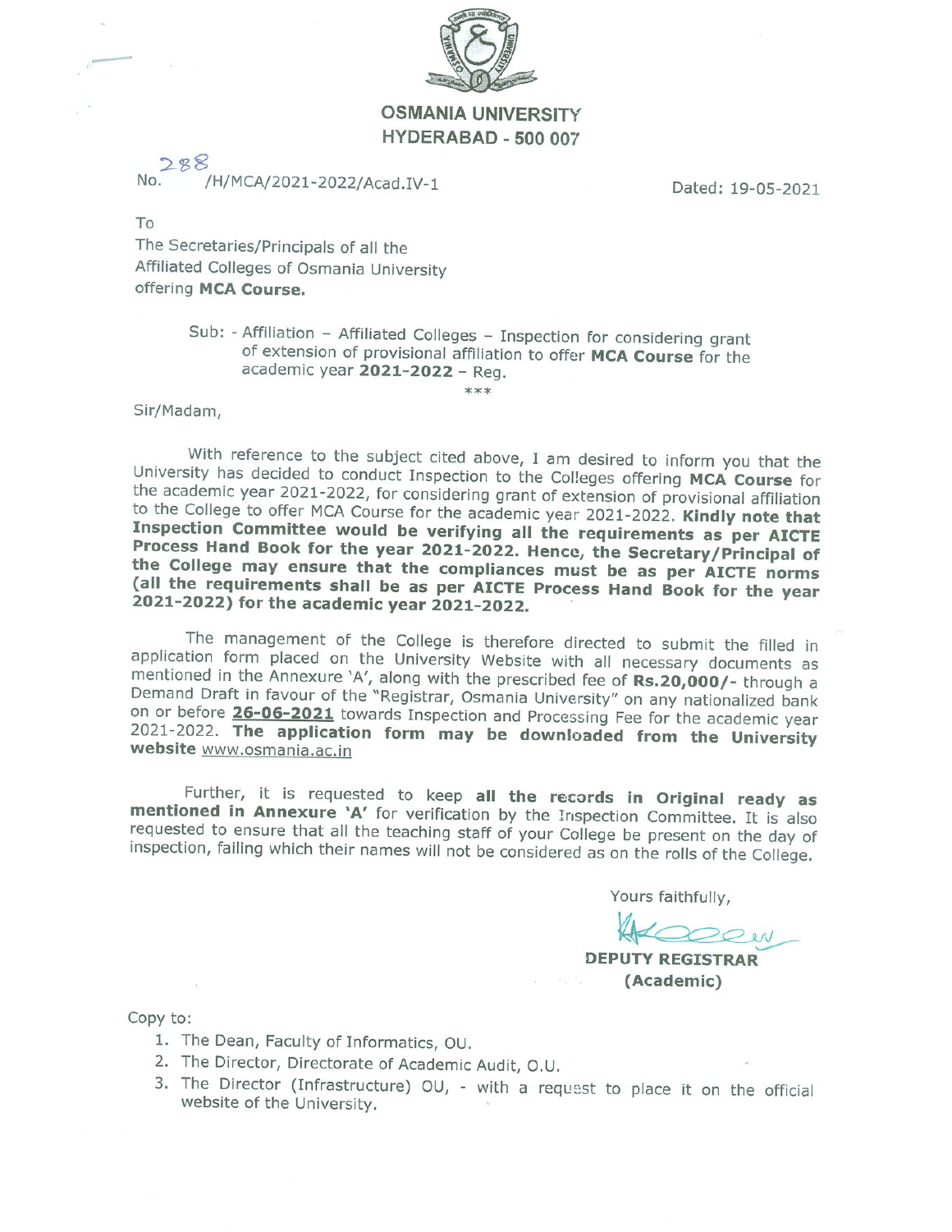# OSMANIA UNIVERSITY
## HYDERABAD - 500 007

No. 288 /H/MCA/2021-2022/Acad.IV-1 Dated: 19-05-2021

To
The Secretaries/Principals of all the
Affiliated Colleges of Osmania University
offering **MCA Course.**

Sub: - Affiliation – Affiliated Colleges – Inspection for considering grant of extension of provisional affiliation to offer **MCA Course** for the academic year **2021-2022** – Reg.

\*\*\*

Sir/Madam,

With reference to the subject cited above, I am desired to inform you that the University has decided to conduct Inspection to the Colleges offering **MCA Course** for the academic year 2021-2022, for considering grant of extension of provisional affiliation to the College to offer MCA Course for the academic year 2021-2022. **Kindly note that Inspection Committee would be verifying all the requirements as per AICTE Process Hand Book for the year 2021-2022. Hence, the Secretary/Principal of the College may ensure that the compliances must be as per AICTE norms (all the requirements shall be as per AICTE Process Hand Book for the year 2021-2022) for the academic year 2021-2022.**

The management of the College is therefore directed to submit the filled in application form placed on the University Website with all necessary documents as mentioned in the Annexure 'A', along with the prescribed fee of **Rs.20,000/-** through a Demand Draft in favour of the "Registrar, Osmania University" on any nationalized bank on or before **26-06-2021** towards Inspection and Processing Fee for the academic year 2021-2022. **The application form may be downloaded from the University website** www.osmania.ac.in

Further, it is requested to keep **all the records in Original ready as mentioned in Annexure 'A'** for verification by the Inspection Committee. It is also requested to ensure that all the teaching staff of your College be present on the day of inspection, failing which their names will not be considered as on the rolls of the College.

Yours faithfully,

**DEPUTY REGISTRAR**
**(Academic)**

Copy to:

1. The Dean, Faculty of Informatics, OU.
2. The Director, Directorate of Academic Audit, O.U.
3. The Director (Infrastructure) OU, - with a request to place it on the official website of the University.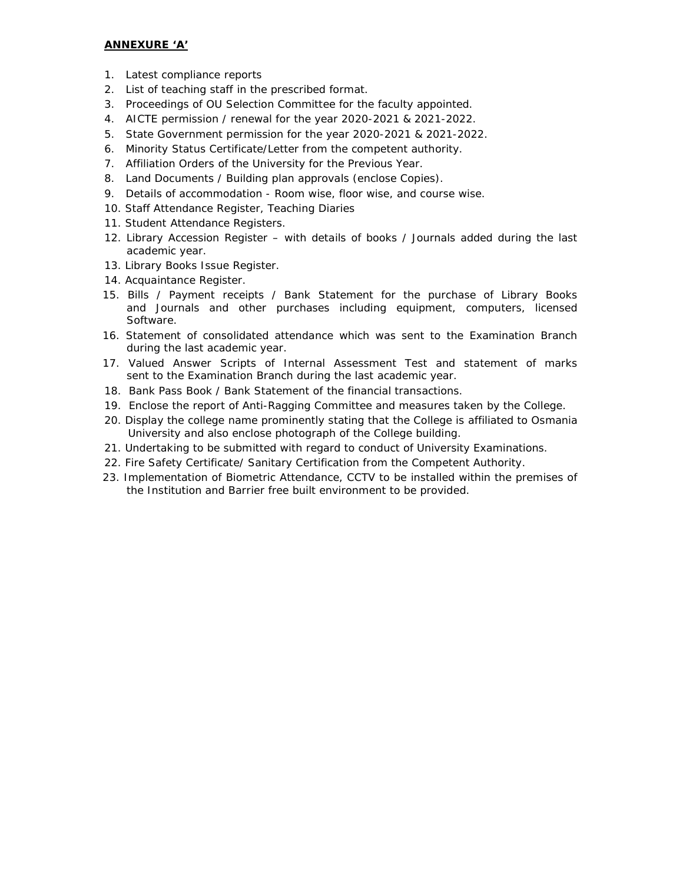**ANNEXURE 'A'**

1. Latest compliance reports
2. List of teaching staff in the prescribed format.
3. Proceedings of OU Selection Committee for the faculty appointed.
4. AICTE permission / renewal for the year 2020-2021 & 2021-2022.
5. State Government permission for the year 2020-2021 & 2021-2022.
6. Minority Status Certificate/Letter from the competent authority.
7. Affiliation Orders of the University for the Previous Year.
8. Land Documents / Building plan approvals (enclose Copies).
9. Details of accommodation - Room wise, floor wise, and course wise.
10. Staff Attendance Register, Teaching Diaries
11. Student Attendance Registers.
12. Library Accession Register – with details of books / Journals added during the last academic year.
13. Library Books Issue Register.
14. Acquaintance Register.
15. Bills / Payment receipts / Bank Statement for the purchase of Library Books and Journals and other purchases including equipment, computers, licensed Software.
16. Statement of consolidated attendance which was sent to the Examination Branch during the last academic year.
17. Valued Answer Scripts of Internal Assessment Test and statement of marks sent to the Examination Branch during the last academic year.
18. Bank Pass Book / Bank Statement of the financial transactions.
19. Enclose the report of Anti-Ragging Committee and measures taken by the College.
20. Display the college name prominently stating that the College is affiliated to Osmania University and also enclose photograph of the College building.
21. Undertaking to be submitted with regard to conduct of University Examinations.
22. Fire Safety Certificate/ Sanitary Certification from the Competent Authority.
23. Implementation of Biometric Attendance, CCTV to be installed within the premises of the Institution and Barrier free built environment to be provided.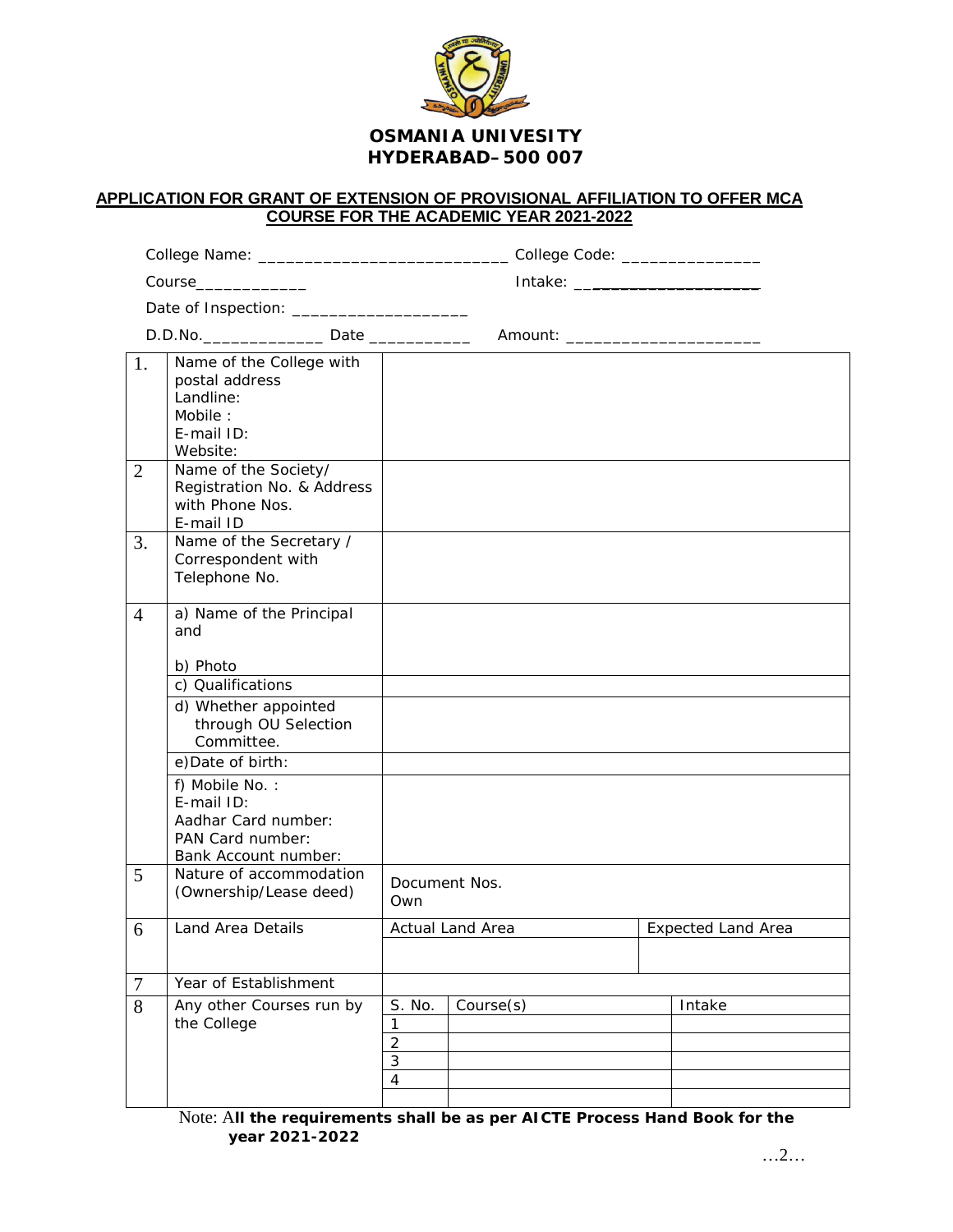# OSMANIA UNIVESITY
## HYDERABAD–500 007

**APPLICATION FOR GRANT OF EXTENSION OF PROVISIONAL AFFILIATION TO OFFER MCA COURSE FOR THE ACADEMIC YEAR 2021-2022**

College Name: ___________________________ College Code: _______________

Course____________ Intake: ___________________

Date of Inspection: ___________________

D.D.No._____________ Date ___________ Amount: _____________________

| | | | | |
|---|---|---|---|---|
| 1. | Name of the College with postal address<br>Landline:<br>Mobile :<br>E-mail ID:<br>Website: | | | |
| 2 | Name of the Society/ Registration No. & Address with Phone Nos.<br>E-mail ID | | | |
| 3. | Name of the Secretary / Correspondent with Telephone No. | | | |
| 4 | a) Name of the Principal and<br><br>b) Photo | | | |
| | c) Qualifications | | | |
| | d) Whether appointed through OU Selection Committee. | | | |
| | e)Date of birth: | | | |
| | f) Mobile No. :<br>E-mail ID:<br>Aadhar Card number:<br>PAN Card number:<br>Bank Account number: | | | |
| 5 | Nature of accommodation (Ownership/Lease deed) | Document Nos.<br>Own | | |
| 6 | Land Area Details | Actual Land Area | | Expected Land Area |
| | | | | |
| 7 | Year of Establishment | | | |
| 8 | Any other Courses run by the College | S. No. | Course(s) | Intake |
| | | 1 | | |
| | | 2 | | |
| | | 3 | | |
| | | 4 | | |
| | | | | |

Note: A**ll the requirements shall be as per AICTE Process Hand Book for the year 2021-2022**

…2…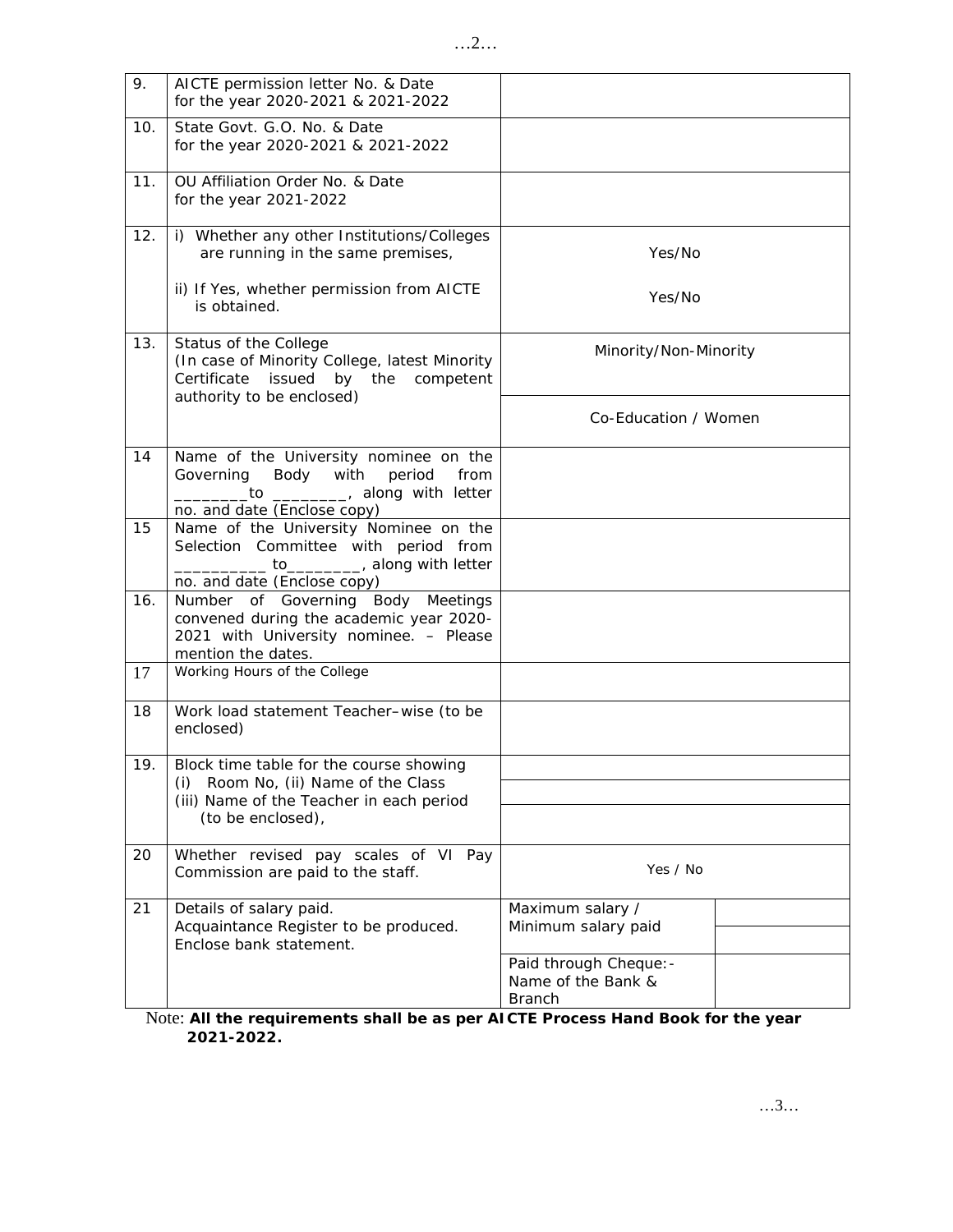| 9. | AICTE permission letter No. & Date for the year 2020-2021 & 2021-2022 | | |
|---|---|---|---|
| 10. | State Govt. G.O. No. & Date for the year 2020-2021 & 2021-2022 | | |
| 11. | OU Affiliation Order No. & Date for the year 2021-2022 | | |
| 12. | i) Whether any other Institutions/Colleges are running in the same premises,<br><br>ii) If Yes, whether permission from AICTE is obtained. | Yes/No<br><br>Yes/No | |
| 13. | Status of the College (In case of Minority College, latest Minority Certificate issued by the competent authority to be enclosed) | Minority/Non-Minority<br><br>Co-Education / Women | |
| 14 | Name of the University nominee on the Governing Body with period from ________to ________, along with letter no. and date (Enclose copy) | | |
| 15 | Name of the University Nominee on the Selection Committee with period from __________ to________, along with letter no. and date (Enclose copy) | | |
| 16. | Number of Governing Body Meetings convened during the academic year 2020-2021 with University nominee. – Please mention the dates. | | |
| 17 | Working Hours of the College | | |
| 18 | Work load statement Teacher–wise (to be enclosed) | | |
| 19. | Block time table for the course showing (i) Room No, (ii) Name of the Class (iii) Name of the Teacher in each period (to be enclosed), | | |
| 20 | Whether revised pay scales of VI Pay Commission are paid to the staff. | Yes / No | |
| 21 | Details of salary paid. Acquaintance Register to be produced. Enclose bank statement. | Maximum salary / Minimum salary paid | |
| | | Paid through Cheque:- Name of the Bank & Branch | |

Note: **All the requirements shall be as per AICTE Process Hand Book for the year 2021-2022.**

…3…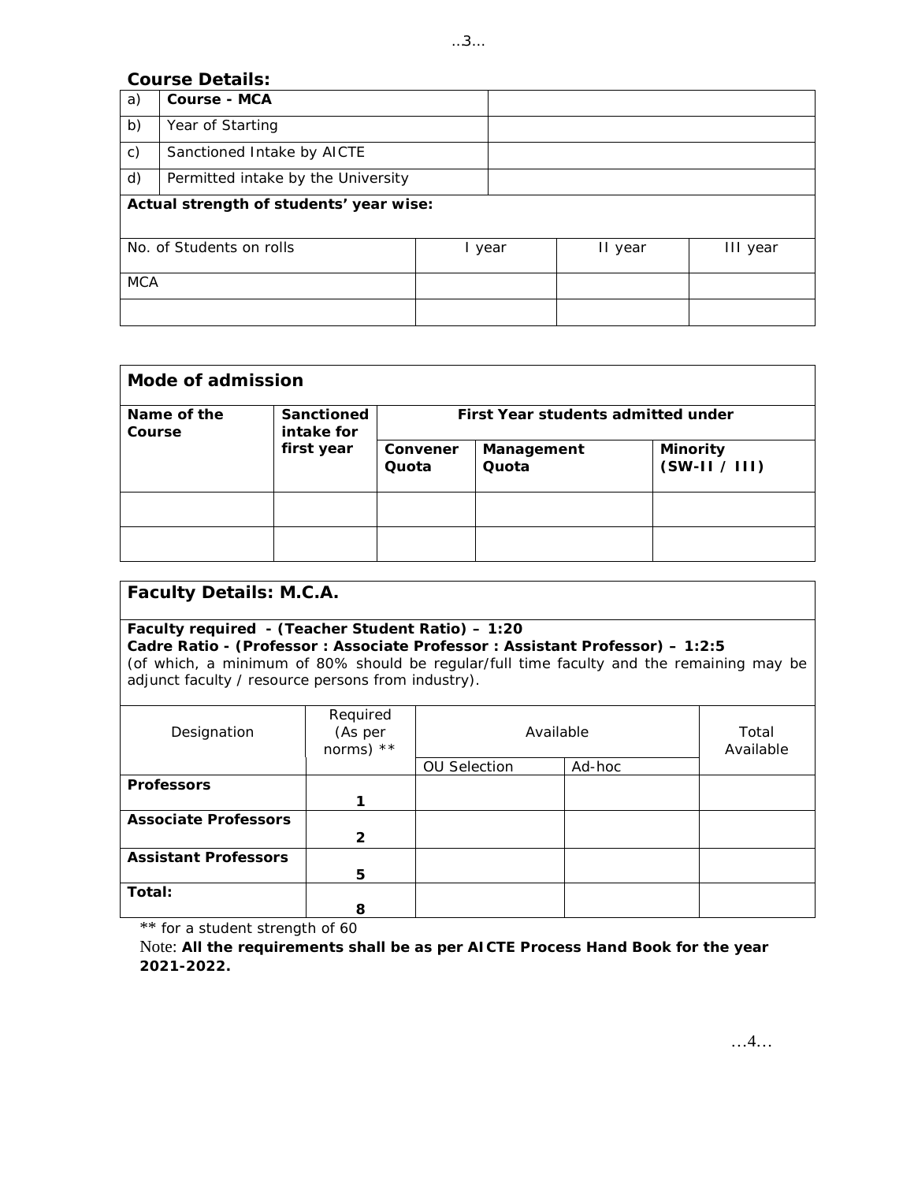## Course Details:

| | | |
|---|---|---|
| a) | **Course - MCA** | |
| b) | Year of Starting | |
| c) | Sanctioned Intake by AICTE | |
| d) | Permitted intake by the University | |

**Actual strength of students' year wise:**

| No. of Students on rolls | I year | II year | III year |
|---|---|---|---|
| MCA | | | |
| | | | |

**Mode of admission**

| Name of the Course | Sanctioned intake for first year | First Year students admitted under | | |
|---|---|---|---|---|
| | | Convener Quota | Management Quota | Minority (SW-II / III) |
| | | | | |
| | | | | |

**Faculty Details: M.C.A.**

**Faculty required - (Teacher Student Ratio) – 1:20**
**Cadre Ratio - (Professor : Associate Professor : Assistant Professor) – 1:2:5**
(of which, a minimum of 80% should be regular/full time faculty and the remaining may be adjunct faculty / resource persons from industry).

| Designation | Required (As per norms) ** | Available | | Total Available |
|---|---|---|---|---|
| | | OU Selection | Ad-hoc | |
| **Professors** | **1** | | | |
| **Associate Professors** | **2** | | | |
| **Assistant Professors** | **5** | | | |
| **Total:** | **8** | | | |

** for a student strength of 60

Note: **All the requirements shall be as per AICTE Process Hand Book for the year 2021-2022.**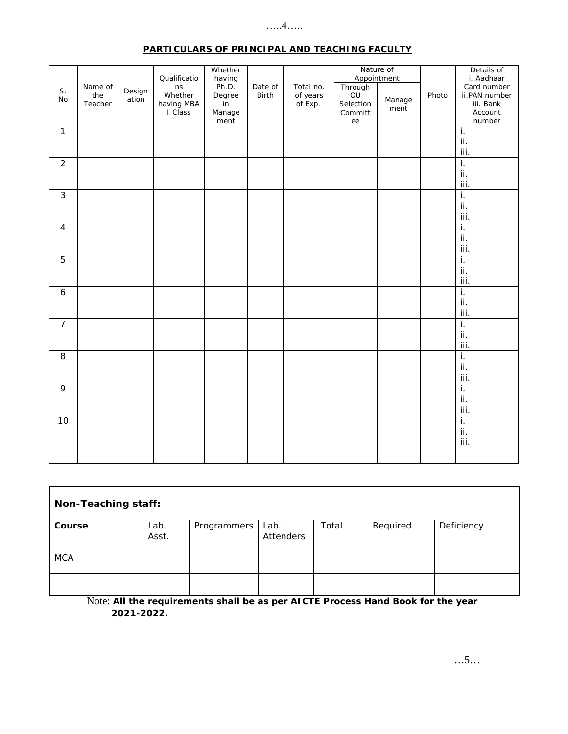## PARTICULARS OF PRINCIPAL AND TEACHING FACULTY

| S. No | Name of the Teacher | Designation | Qualifications Whether having MBA I Class | Whether having Ph.D. Degree in Management | Date of Birth | Total no. of years of Exp. | Nature of Appointment | | Photo | Details of i. Aadhaar Card number ii.PAN number iii. Bank Account number |
|---|---|---|---|---|---|---|---|---|---|---|
| | | | | | | | Through OU Selection Committee | Management | | |
| 1 | | | | | | | | | | i.<br>ii.<br>iii. |
| 2 | | | | | | | | | | i.<br>ii.<br>iii. |
| 3 | | | | | | | | | | i.<br>ii.<br>iii. |
| 4 | | | | | | | | | | i.<br>ii.<br>iii. |
| 5 | | | | | | | | | | i.<br>ii.<br>iii. |
| 6 | | | | | | | | | | i.<br>ii.<br>iii. |
| 7 | | | | | | | | | | i.<br>ii.<br>iii. |
| 8 | | | | | | | | | | i.<br>ii.<br>iii. |
| 9 | | | | | | | | | | i.<br>ii.<br>iii. |
| 10 | | | | | | | | | | i.<br>ii.<br>iii. |
| | | | | | | | | | | |

**Non-Teaching staff:**

| **Course** | Lab. Asst. | Programmers | Lab. Attenders | Total | Required | Deficiency |
|---|---|---|---|---|---|---|
| MCA | | | | | | |
| | | | | | | |

Note: **All the requirements shall be as per AICTE Process Hand Book for the year 2021-2022.**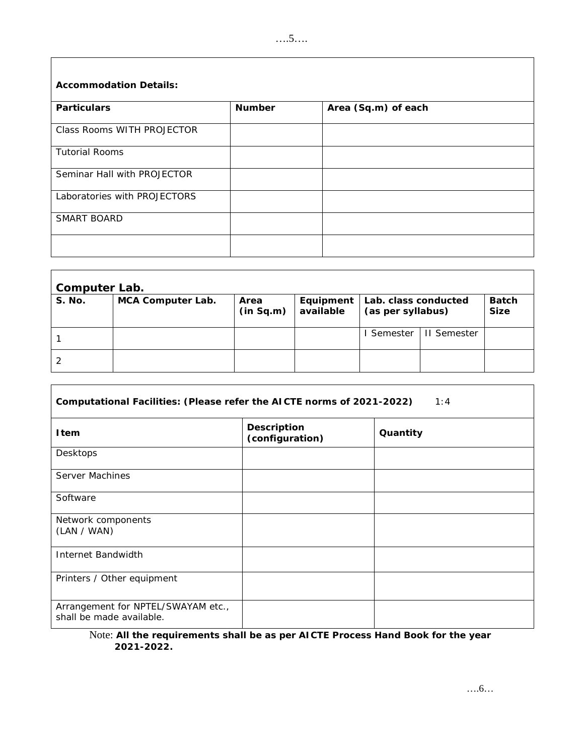**Accommodation Details:**

| Particulars | Number | Area (Sq.m) of each |
| --- | --- | --- |
| Class Rooms WITH PROJECTOR | | |
| Tutorial Rooms | | |
| Seminar Hall with PROJECTOR | | |
| Laboratories with PROJECTORS | | |
| SMART BOARD | | |
| | | |

**Computer Lab.**

| S. No. | MCA Computer Lab. | Area (in Sq.m) | Equipment available | Lab. class conducted (as per syllabus) | | Batch Size |
| --- | --- | --- | --- | --- | --- | --- |
| 1 | | | | I Semester | II Semester | |
| 2 | | | | | | |

**Computational Facilities: (Please refer the AICTE norms of 2021-2022)** 1:4

| Item | Description (configuration) | Quantity |
| --- | --- | --- |
| Desktops | | |
| Server Machines | | |
| Software | | |
| Network components (LAN / WAN) | | |
| Internet Bandwidth | | |
| Printers / Other equipment | | |
| Arrangement for NPTEL/SWAYAM etc., shall be made available. | | |

Note: **All the requirements shall be as per AICTE Process Hand Book for the year 2021-2022.**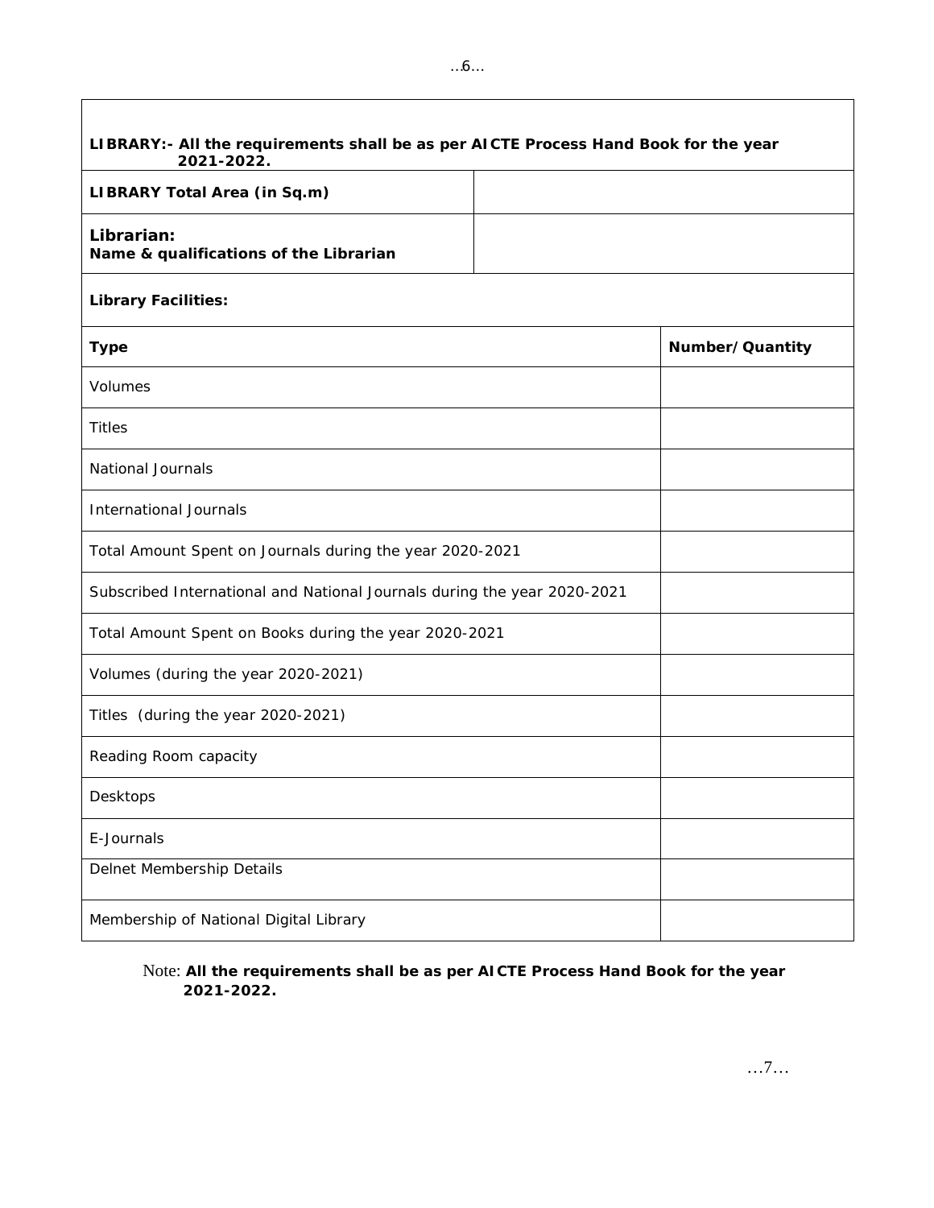**LIBRARY:- All the requirements shall be as per AICTE Process Hand Book for the year 2021-2022.**

| **LIBRARY Total Area (in Sq.m)** | |
|---|---|
| **Librarian:** **Name & qualifications of the Librarian** | |

**Library Facilities:**

| **Type** | **Number/Quantity** |
|---|---|
| Volumes | |
| Titles | |
| National Journals | |
| International Journals | |
| Total Amount Spent on Journals during the year 2020-2021 | |
| Subscribed International and National Journals during the year 2020-2021 | |
| Total Amount Spent on Books during the year 2020-2021 | |
| Volumes (during the year 2020-2021) | |
| Titles (during the year 2020-2021) | |
| Reading Room capacity | |
| Desktops | |
| E-Journals | |
| Delnet Membership Details | |
| Membership of National Digital Library | |

Note: **All the requirements shall be as per AICTE Process Hand Book for the year 2021-2022.**

…7…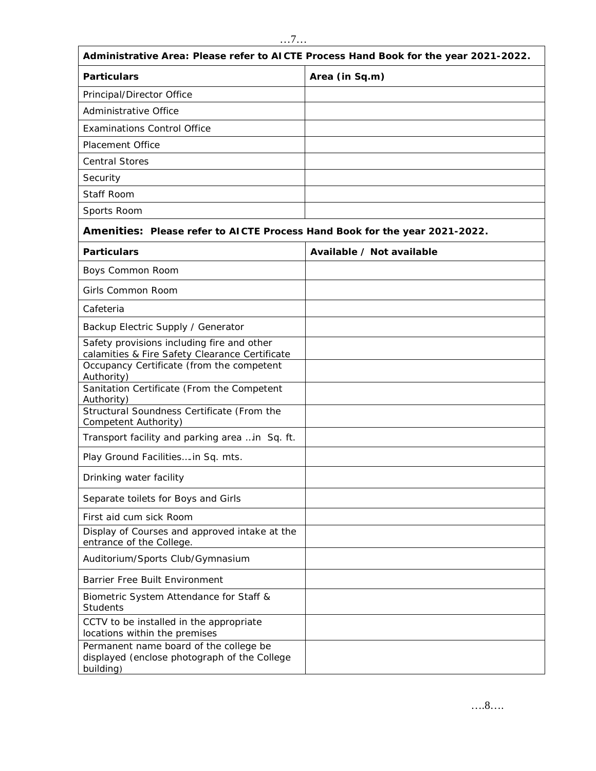| Administrative Area: Please refer to AICTE Process Hand Book for the year 2021-2022. | |
|---|---|
| **Particulars** | **Area (in Sq.m)** |
| Principal/Director Office | |
| Administrative Office | |
| Examinations Control Office | |
| Placement Office | |
| Central Stores | |
| Security | |
| Staff Room | |
| Sports Room | |

| Amenities: Please refer to AICTE Process Hand Book for the year 2021-2022. | |
|---|---|
| **Particulars** | **Available / Not available** |
| Boys Common Room | |
| Girls Common Room | |
| Cafeteria | |
| Backup Electric Supply / Generator | |
| Safety provisions including fire and other calamities & Fire Safety Clearance Certificate | |
| Occupancy Certificate (from the competent Authority) | |
| Sanitation Certificate (From the Competent Authority) | |
| Structural Soundness Certificate (From the Competent Authority) | |
| Transport facility and parking area …in Sq. ft. | |
| Play Ground Facilities….in Sq. mts. | |
| Drinking water facility | |
| Separate toilets for Boys and Girls | |
| First aid cum sick Room | |
| Display of Courses and approved intake at the entrance of the College. | |
| Auditorium/Sports Club/Gymnasium | |
| Barrier Free Built Environment | |
| Biometric System Attendance for Staff & Students | |
| CCTV to be installed in the appropriate locations within the premises | |
| Permanent name board of the college be displayed (enclose photograph of the College building) | |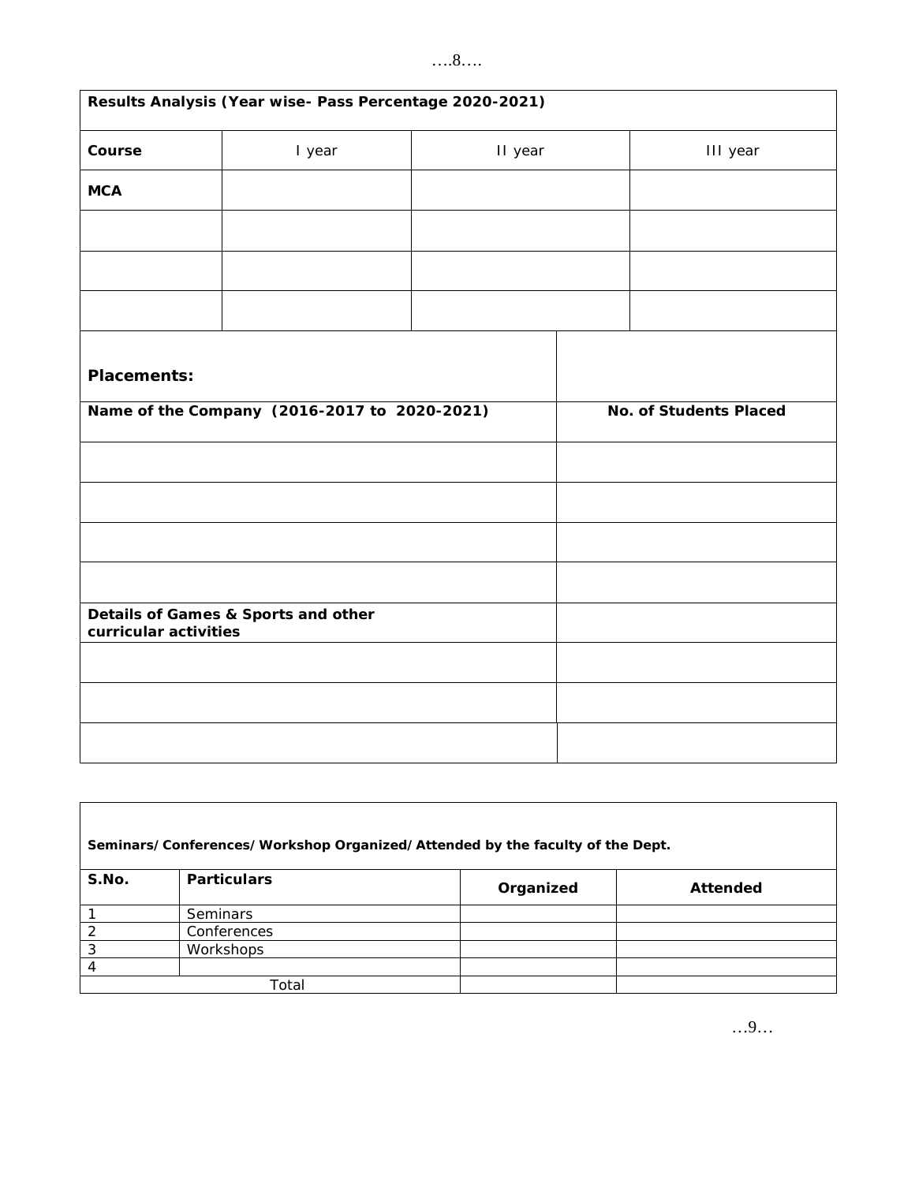| **Results Analysis (Year wise- Pass Percentage 2020-2021)** | | | |
|---|---|---|---|
| **Course** | I year | II year | III year |
| **MCA** | | | |
| | | | |
| | | | |
| | | | |

| **Placements:** | |
|---|---|
| **Name of the Company (2016-2017 to 2020-2021)** | **No. of Students Placed** |
| | |
| | |
| | |
| | |
| **Details of Games & Sports and other curricular activities** | |
| | |
| | |
| | |

| **Seminars/Conferences/Workshop Organized/Attended by the faculty of the Dept.** | | | |
|---|---|---|---|
| **S.No.** | **Particulars** | **Organized** | **Attended** |
| 1 | Seminars | | |
| 2 | Conferences | | |
| 3 | Workshops | | |
| 4 | | | |
| Total | | | |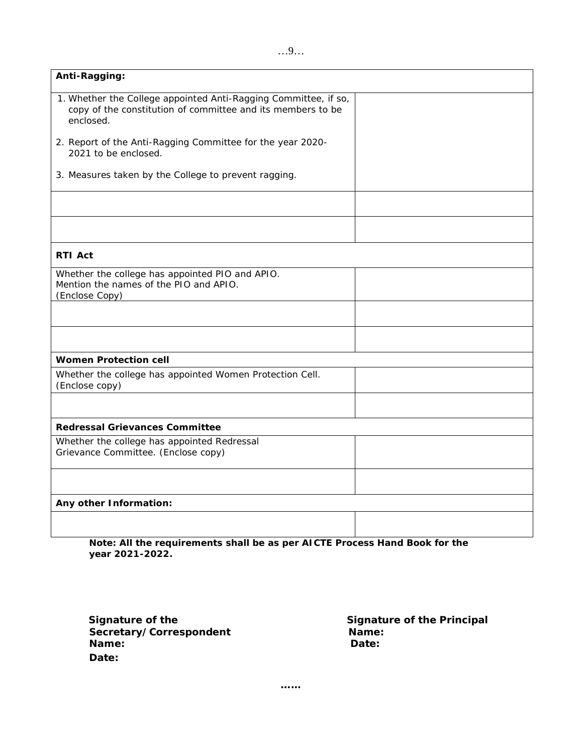| | |
|---|---|
| **Anti-Ragging:** | |
| 1. Whether the College appointed Anti-Ragging Committee, if so, copy of the constitution of committee and its members to be enclosed.<br><br>2. Report of the Anti-Ragging Committee for the year 2020-2021 to be enclosed.<br><br>3. Measures taken by the College to prevent ragging. | |
| | |
| | |
| **RTI Act** | |
| Whether the college has appointed PIO and APIO.<br>Mention the names of the PIO and APIO.<br>(Enclose Copy) | |
| | |
| | |
| **Women Protection cell** | |
| Whether the college has appointed Women Protection Cell.<br>(Enclose copy) | |
| | |
| **Redressal Grievances Committee** | |
| Whether the college has appointed Redressal Grievance Committee. (Enclose copy) | |
| | |
| **Any other Information:** | |
| | |

**Note: All the requirements shall be as per AICTE Process Hand Book for the year 2021-2022.**

**Signature of the Secretary/Correspondent**
**Name:**
**Date:**

**Signature of the Principal**
**Name:**
**Date:**

**……**